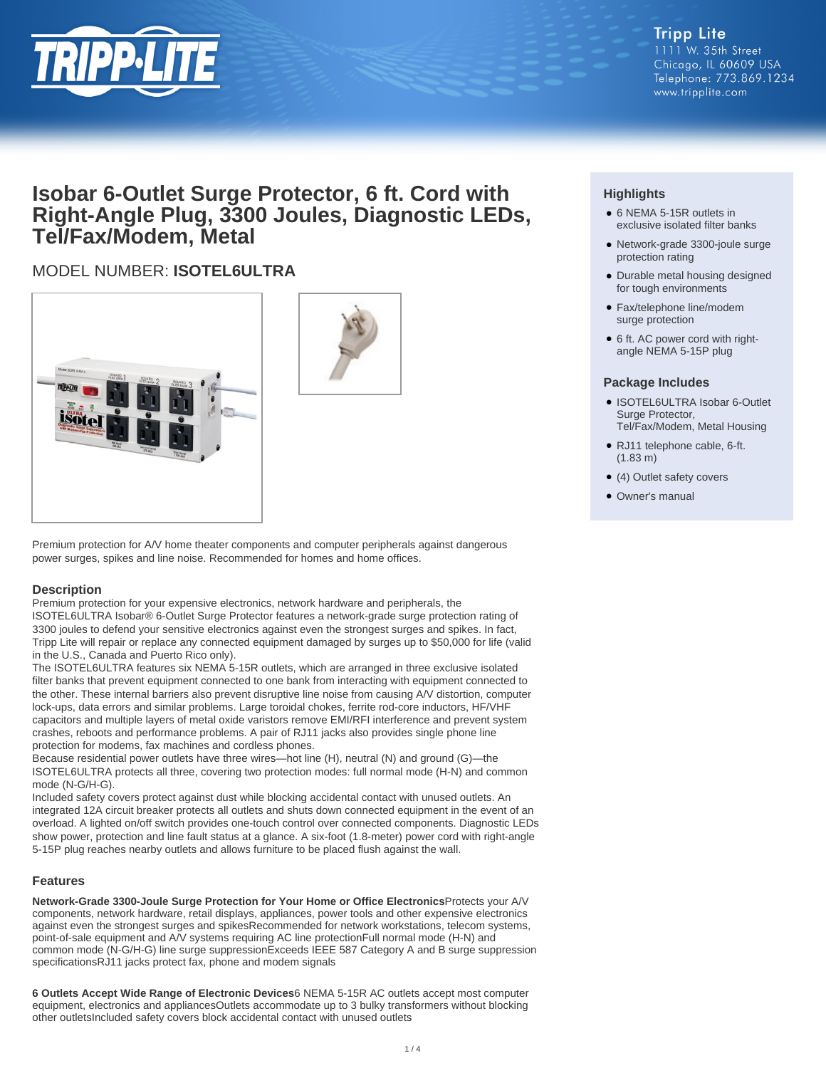Tripp Lite
1111 W. 35th Street
Chicago, IL 60609 USA
Telephone: 773.869.1234
www.tripplite.com

# Isobar 6-Outlet Surge Protector, 6 ft. Cord with Right-Angle Plug, 3300 Joules, Diagnostic LEDs, Tel/Fax/Modem, Metal

MODEL NUMBER: **ISOTEL6ULTRA**

## Highlights

- 6 NEMA 5-15R outlets in exclusive isolated filter banks
- Network-grade 3300-joule surge protection rating
- Durable metal housing designed for tough environments
- Fax/telephone line/modem surge protection
- 6 ft. AC power cord with right-angle NEMA 5-15P plug

## Package Includes

- ISOTEL6ULTRA Isobar 6-Outlet Surge Protector, Tel/Fax/Modem, Metal Housing
- RJ11 telephone cable, 6-ft. (1.83 m)
- (4) Outlet safety covers
- Owner's manual

Premium protection for A/V home theater components and computer peripherals against dangerous power surges, spikes and line noise. Recommended for homes and home offices.

## Description

Premium protection for your expensive electronics, network hardware and peripherals, the ISOTEL6ULTRA Isobar® 6-Outlet Surge Protector features a network-grade surge protection rating of 3300 joules to defend your sensitive electronics against even the strongest surges and spikes. In fact, Tripp Lite will repair or replace any connected equipment damaged by surges up to $50,000 for life (valid in the U.S., Canada and Puerto Rico only).

The ISOTEL6ULTRA features six NEMA 5-15R outlets, which are arranged in three exclusive isolated filter banks that prevent equipment connected to one bank from interacting with equipment connected to the other. These internal barriers also prevent disruptive line noise from causing A/V distortion, computer lock-ups, data errors and similar problems. Large toroidal chokes, ferrite rod-core inductors, HF/VHF capacitors and multiple layers of metal oxide varistors remove EMI/RFI interference and prevent system crashes, reboots and performance problems. A pair of RJ11 jacks also provides single phone line protection for modems, fax machines and cordless phones.

Because residential power outlets have three wires—hot line (H), neutral (N) and ground (G)—the ISOTEL6ULTRA protects all three, covering two protection modes: full normal mode (H-N) and common mode (N-G/H-G).

Included safety covers protect against dust while blocking accidental contact with unused outlets. An integrated 12A circuit breaker protects all outlets and shuts down connected equipment in the event of an overload. A lighted on/off switch provides one-touch control over connected components. Diagnostic LEDs show power, protection and line fault status at a glance. A six-foot (1.8-meter) power cord with right-angle 5-15P plug reaches nearby outlets and allows furniture to be placed flush against the wall.

## Features

**Network-Grade 3300-Joule Surge Protection for Your Home or Office Electronics**Protects your A/V components, network hardware, retail displays, appliances, power tools and other expensive electronics against even the strongest surges and spikesRecommended for network workstations, telecom systems, point-of-sale equipment and A/V systems requiring AC line protectionFull normal mode (H-N) and common mode (N-G/H-G) line surge suppressionExceeds IEEE 587 Category A and B surge suppression specificationsRJ11 jacks protect fax, phone and modem signals

**6 Outlets Accept Wide Range of Electronic Devices**6 NEMA 5-15R AC outlets accept most computer equipment, electronics and appliancesOutlets accommodate up to 3 bulky transformers without blocking other outletsIncluded safety covers block accidental contact with unused outlets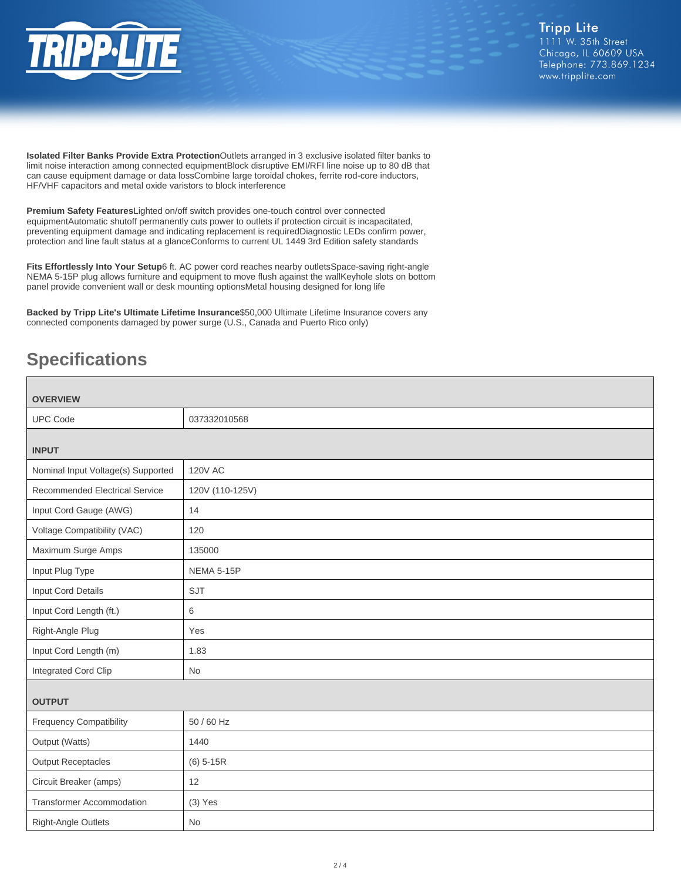**Isolated Filter Banks Provide Extra Protection**Outlets arranged in 3 exclusive isolated filter banks to limit noise interaction among connected equipmentBlock disruptive EMI/RFI line noise up to 80 dB that can cause equipment damage or data lossCombine large toroidal chokes, ferrite rod-core inductors, HF/VHF capacitors and metal oxide varistors to block interference

**Premium Safety Features**Lighted on/off switch provides one-touch control over connected equipmentAutomatic shutoff permanently cuts power to outlets if protection circuit is incapacitated, preventing equipment damage and indicating replacement is requiredDiagnostic LEDs confirm power, protection and line fault status at a glanceConforms to current UL 1449 3rd Edition safety standards

**Fits Effortlessly Into Your Setup**6 ft. AC power cord reaches nearby outletsSpace-saving right-angle NEMA 5-15P plug allows furniture and equipment to move flush against the wallKeyhole slots on bottom panel provide convenient wall or desk mounting optionsMetal housing designed for long life

**Backed by Tripp Lite's Ultimate Lifetime Insurance**$50,000 Ultimate Lifetime Insurance covers any connected components damaged by power surge (U.S., Canada and Puerto Rico only)

## Specifications

| **OVERVIEW** | |
|---|---|
| UPC Code | 037332010568 |
| **INPUT** | |
| Nominal Input Voltage(s) Supported | 120V AC |
| Recommended Electrical Service | 120V (110-125V) |
| Input Cord Gauge (AWG) | 14 |
| Voltage Compatibility (VAC) | 120 |
| Maximum Surge Amps | 135000 |
| Input Plug Type | NEMA 5-15P |
| Input Cord Details | SJT |
| Input Cord Length (ft.) | 6 |
| Right-Angle Plug | Yes |
| Input Cord Length (m) | 1.83 |
| Integrated Cord Clip | No |
| **OUTPUT** | |
| Frequency Compatibility | 50 / 60 Hz |
| Output (Watts) | 1440 |
| Output Receptacles | (6) 5-15R |
| Circuit Breaker (amps) | 12 |
| Transformer Accommodation | (3) Yes |
| Right-Angle Outlets | No |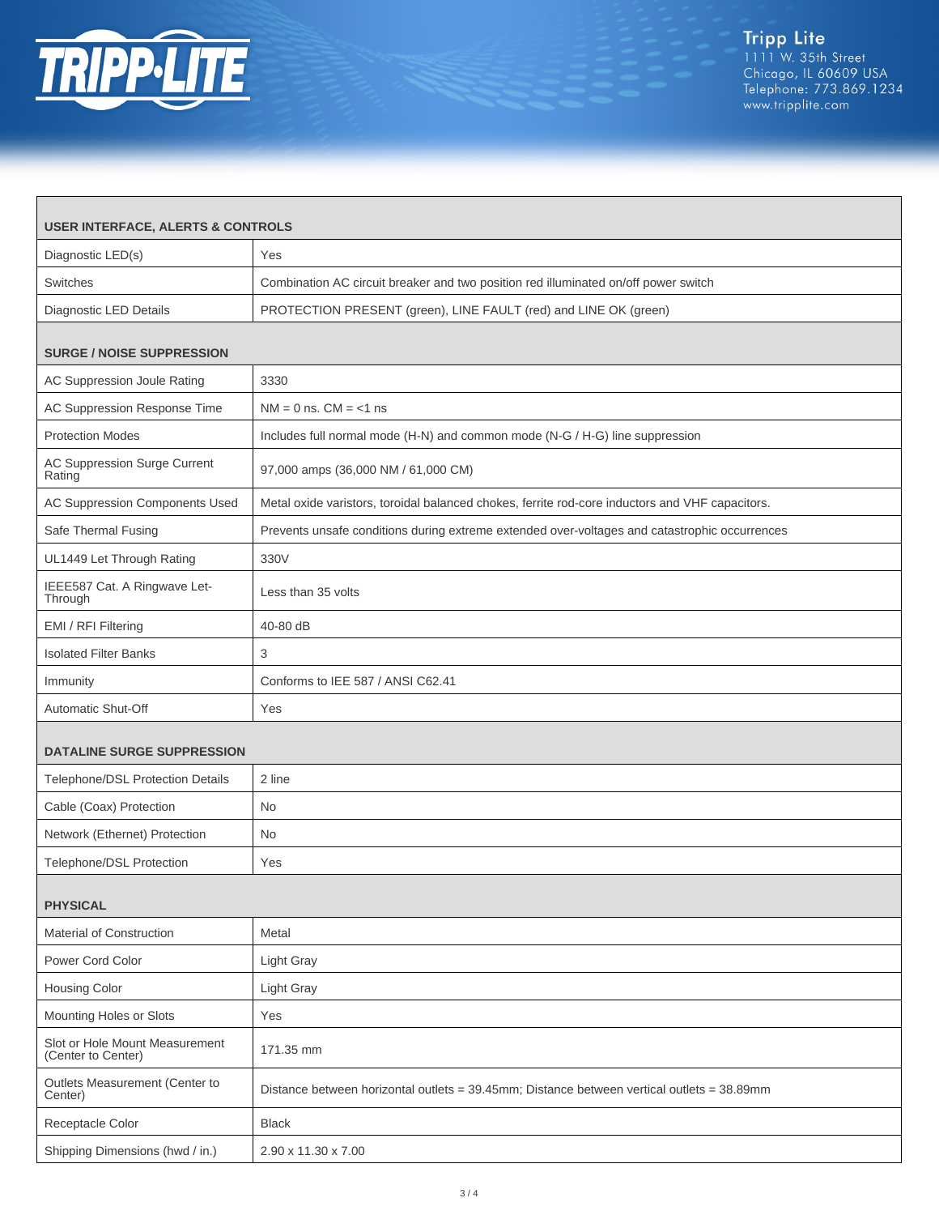| USER INTERFACE, ALERTS & CONTROLS | |
|---|---|
| Diagnostic LED(s) | Yes |
| Switches | Combination AC circuit breaker and two position red illuminated on/off power switch |
| Diagnostic LED Details | PROTECTION PRESENT (green), LINE FAULT (red) and LINE OK (green) |
| **SURGE / NOISE SUPPRESSION** | |
| AC Suppression Joule Rating | 3330 |
| AC Suppression Response Time | NM = 0 ns. CM = <1 ns |
| Protection Modes | Includes full normal mode (H-N) and common mode (N-G / H-G) line suppression |
| AC Suppression Surge Current Rating | 97,000 amps (36,000 NM / 61,000 CM) |
| AC Suppression Components Used | Metal oxide varistors, toroidal balanced chokes, ferrite rod-core inductors and VHF capacitors. |
| Safe Thermal Fusing | Prevents unsafe conditions during extreme extended over-voltages and catastrophic occurrences |
| UL1449 Let Through Rating | 330V |
| IEEE587 Cat. A Ringwave Let-Through | Less than 35 volts |
| EMI / RFI Filtering | 40-80 dB |
| Isolated Filter Banks | 3 |
| Immunity | Conforms to IEE 587 / ANSI C62.41 |
| Automatic Shut-Off | Yes |
| **DATALINE SURGE SUPPRESSION** | |
| Telephone/DSL Protection Details | 2 line |
| Cable (Coax) Protection | No |
| Network (Ethernet) Protection | No |
| Telephone/DSL Protection | Yes |
| **PHYSICAL** | |
| Material of Construction | Metal |
| Power Cord Color | Light Gray |
| Housing Color | Light Gray |
| Mounting Holes or Slots | Yes |
| Slot or Hole Mount Measurement (Center to Center) | 171.35 mm |
| Outlets Measurement (Center to Center) | Distance between horizontal outlets = 39.45mm; Distance between vertical outlets = 38.89mm |
| Receptacle Color | Black |
| Shipping Dimensions (hwd / in.) | 2.90 x 11.30 x 7.00 |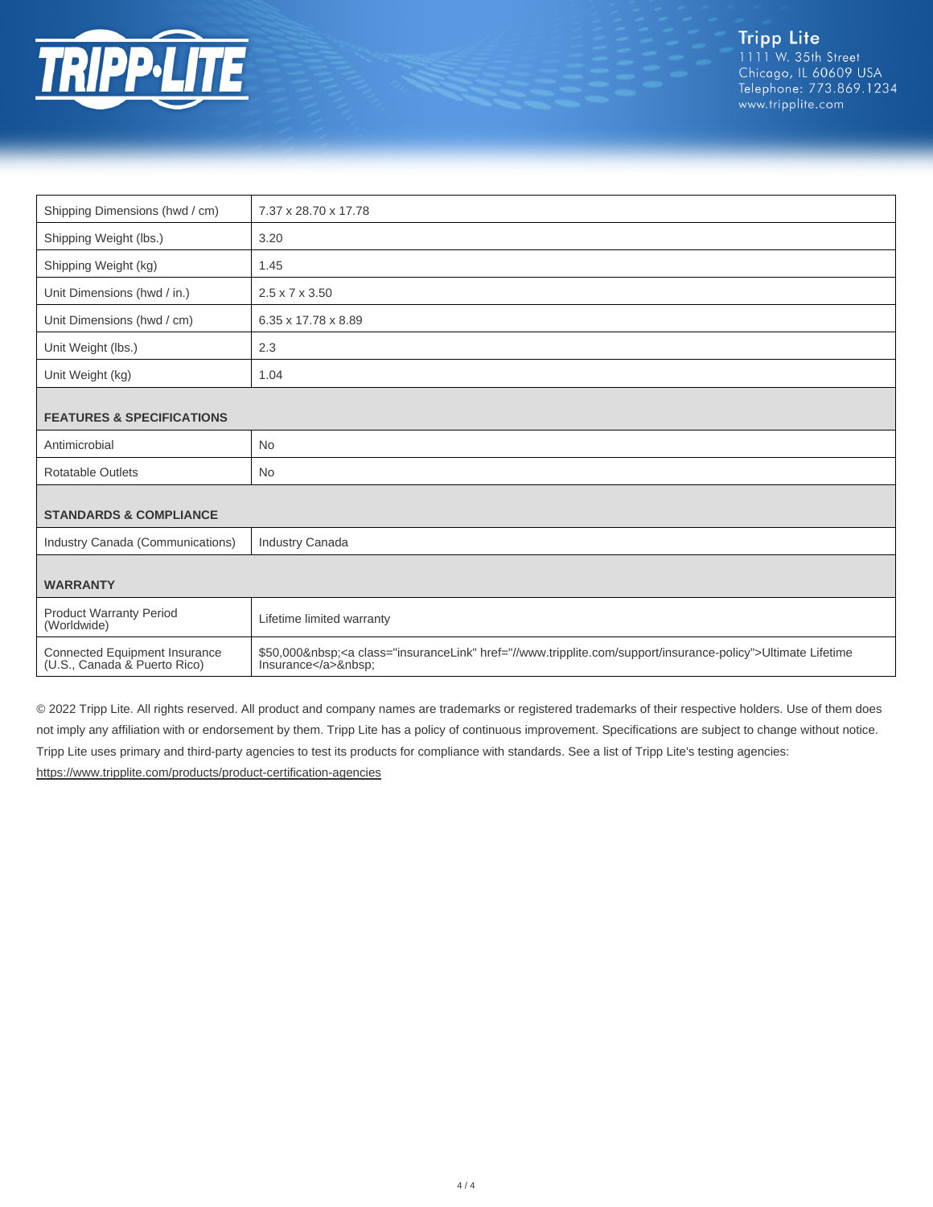| | |
|---|---|
| Shipping Dimensions (hwd / cm) | 7.37 x 28.70 x 17.78 |
| Shipping Weight (lbs.) | 3.20 |
| Shipping Weight (kg) | 1.45 |
| Unit Dimensions (hwd / in.) | 2.5 x 7 x 3.50 |
| Unit Dimensions (hwd / cm) | 6.35 x 17.78 x 8.89 |
| Unit Weight (lbs.) | 2.3 |
| Unit Weight (kg) | 1.04 |
| **FEATURES & SPECIFICATIONS** | |
| Antimicrobial | No |
| Rotatable Outlets | No |
| **STANDARDS & COMPLIANCE** | |
| Industry Canada (Communications) | Industry Canada |
| **WARRANTY** | |
| Product Warranty Period (Worldwide) | Lifetime limited warranty |
| Connected Equipment Insurance (U.S., Canada & Puerto Rico) | $50,000&nbsp;<a class="insuranceLink" href="//www.tripplite.com/support/insurance-policy">Ultimate Lifetime Insurance</a>&nbsp; |

© 2022 Tripp Lite. All rights reserved. All product and company names are trademarks or registered trademarks of their respective holders. Use of them does not imply any affiliation with or endorsement by them. Tripp Lite has a policy of continuous improvement. Specifications are subject to change without notice. Tripp Lite uses primary and third-party agencies to test its products for compliance with standards. See a list of Tripp Lite's testing agencies: https://www.tripplite.com/products/product-certification-agencies